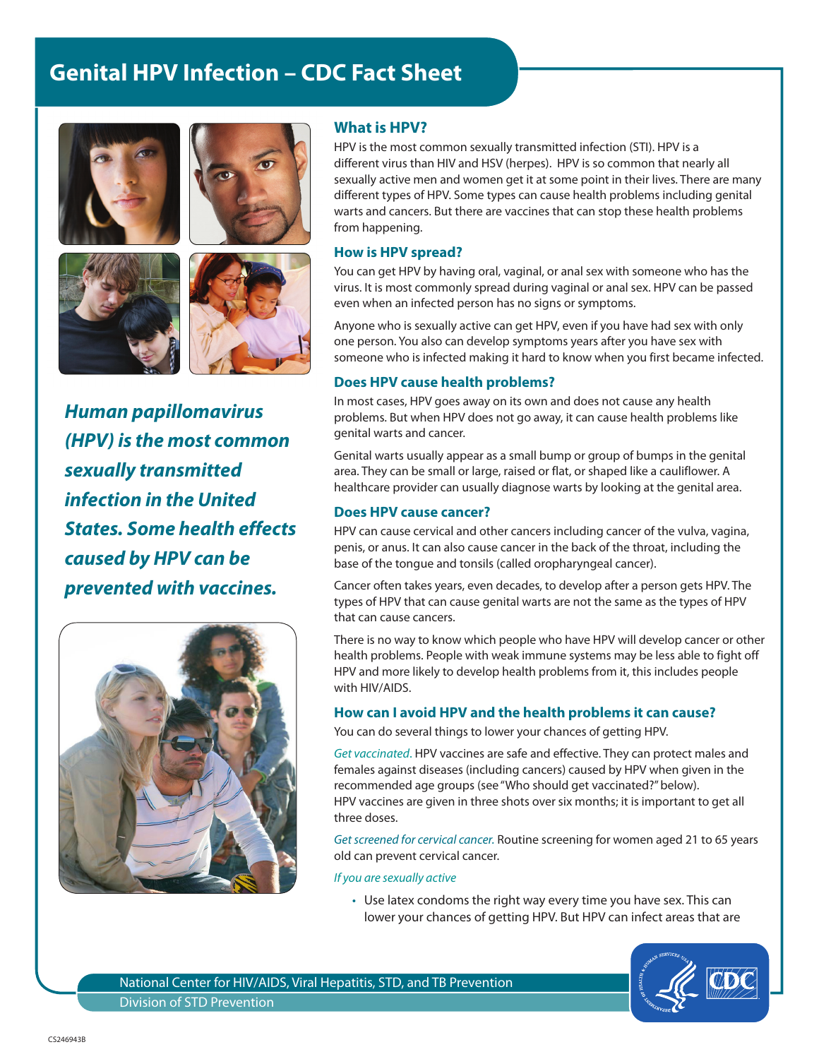# Genital HPV Infection – CDC Fact Sheet

***Human papillomavirus (HPV) is the most common sexually transmitted infection in the United States. Some health effects caused by HPV can be prevented with vaccines.***

## What is HPV?

HPV is the most common sexually transmitted infection (STI). HPV is a different virus than HIV and HSV (herpes). HPV is so common that nearly all sexually active men and women get it at some point in their lives. There are many different types of HPV. Some types can cause health problems including genital warts and cancers. But there are vaccines that can stop these health problems from happening.

## How is HPV spread?

You can get HPV by having oral, vaginal, or anal sex with someone who has the virus. It is most commonly spread during vaginal or anal sex. HPV can be passed even when an infected person has no signs or symptoms.

Anyone who is sexually active can get HPV, even if you have had sex with only one person. You also can develop symptoms years after you have sex with someone who is infected making it hard to know when you first became infected.

## Does HPV cause health problems?

In most cases, HPV goes away on its own and does not cause any health problems. But when HPV does not go away, it can cause health problems like genital warts and cancer.

Genital warts usually appear as a small bump or group of bumps in the genital area. They can be small or large, raised or flat, or shaped like a cauliflower. A healthcare provider can usually diagnose warts by looking at the genital area.

## Does HPV cause cancer?

HPV can cause cervical and other cancers including cancer of the vulva, vagina, penis, or anus. It can also cause cancer in the back of the throat, including the base of the tongue and tonsils (called oropharyngeal cancer).

Cancer often takes years, even decades, to develop after a person gets HPV. The types of HPV that can cause genital warts are not the same as the types of HPV that can cause cancers.

There is no way to know which people who have HPV will develop cancer or other health problems. People with weak immune systems may be less able to fight off HPV and more likely to develop health problems from it, this includes people with HIV/AIDS.

## How can I avoid HPV and the health problems it can cause?

You can do several things to lower your chances of getting HPV.

*Get vaccinated.* HPV vaccines are safe and effective. They can protect males and females against diseases (including cancers) caused by HPV when given in the recommended age groups (see "Who should get vaccinated?" below). HPV vaccines are given in three shots over six months; it is important to get all three doses.

*Get screened for cervical cancer.* Routine screening for women aged 21 to 65 years old can prevent cervical cancer.

*If you are sexually active*

- Use latex condoms the right way every time you have sex. This can lower your chances of getting HPV. But HPV can infect areas that are

National Center for HIV/AIDS, Viral Hepatitis, STD, and TB Prevention
Division of STD Prevention

CS246943B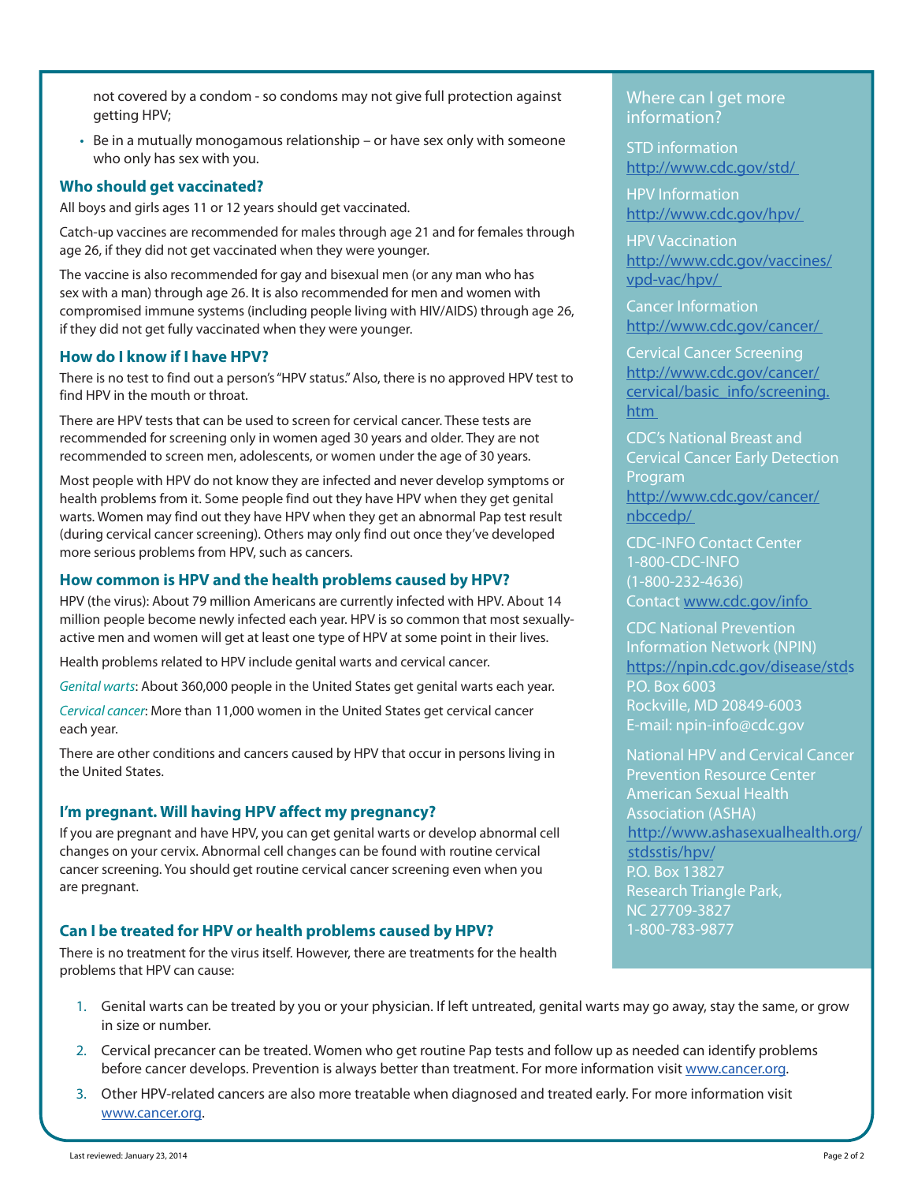not covered by a condom - so condoms may not give full protection against getting HPV;

- Be in a mutually monogamous relationship – or have sex only with someone who only has sex with you.

### Who should get vaccinated?

All boys and girls ages 11 or 12 years should get vaccinated.

Catch-up vaccines are recommended for males through age 21 and for females through age 26, if they did not get vaccinated when they were younger.

The vaccine is also recommended for gay and bisexual men (or any man who has sex with a man) through age 26. It is also recommended for men and women with compromised immune systems (including people living with HIV/AIDS) through age 26, if they did not get fully vaccinated when they were younger.

### How do I know if I have HPV?

There is no test to find out a person's "HPV status." Also, there is no approved HPV test to find HPV in the mouth or throat.

There are HPV tests that can be used to screen for cervical cancer. These tests are recommended for screening only in women aged 30 years and older. They are not recommended to screen men, adolescents, or women under the age of 30 years.

Most people with HPV do not know they are infected and never develop symptoms or health problems from it. Some people find out they have HPV when they get genital warts. Women may find out they have HPV when they get an abnormal Pap test result (during cervical cancer screening). Others may only find out once they've developed more serious problems from HPV, such as cancers.

### How common is HPV and the health problems caused by HPV?

HPV (the virus): About 79 million Americans are currently infected with HPV. About 14 million people become newly infected each year. HPV is so common that most sexually-active men and women will get at least one type of HPV at some point in their lives.

Health problems related to HPV include genital warts and cervical cancer.

*Genital warts*: About 360,000 people in the United States get genital warts each year.

*Cervical cancer*: More than 11,000 women in the United States get cervical cancer each year.

There are other conditions and cancers caused by HPV that occur in persons living in the United States.

### I'm pregnant. Will having HPV affect my pregnancy?

If you are pregnant and have HPV, you can get genital warts or develop abnormal cell changes on your cervix. Abnormal cell changes can be found with routine cervical cancer screening. You should get routine cervical cancer screening even when you are pregnant.

### Can I be treated for HPV or health problems caused by HPV?

There is no treatment for the virus itself. However, there are treatments for the health problems that HPV can cause:

1. Genital warts can be treated by you or your physician. If left untreated, genital warts may go away, stay the same, or grow in size or number.
2. Cervical precancer can be treated. Women who get routine Pap tests and follow up as needed can identify problems before cancer develops. Prevention is always better than treatment. For more information visit www.cancer.org.
3. Other HPV-related cancers are also more treatable when diagnosed and treated early. For more information visit www.cancer.org.

### Where can I get more information?

STD information
http://www.cdc.gov/std/

HPV Information
http://www.cdc.gov/hpv/

HPV Vaccination
http://www.cdc.gov/vaccines/vpd-vac/hpv/

Cancer Information
http://www.cdc.gov/cancer/

Cervical Cancer Screening
http://www.cdc.gov/cancer/cervical/basic_info/screening.htm

CDC's National Breast and Cervical Cancer Early Detection Program
http://www.cdc.gov/cancer/nbccedp/

CDC-INFO Contact Center
1-800-CDC-INFO
(1-800-232-4636)
Contact www.cdc.gov/info

CDC National Prevention Information Network (NPIN)
https://npin.cdc.gov/disease/stds
P.O. Box 6003
Rockville, MD 20849-6003
E-mail: npin-info@cdc.gov

National HPV and Cervical Cancer Prevention Resource Center
American Sexual Health Association (ASHA)
http://www.ashasexualhealth.org/stdsstis/hpv/
P.O. Box 13827
Research Triangle Park, NC 27709-3827
1-800-783-9877

Last reviewed: January 23, 2014